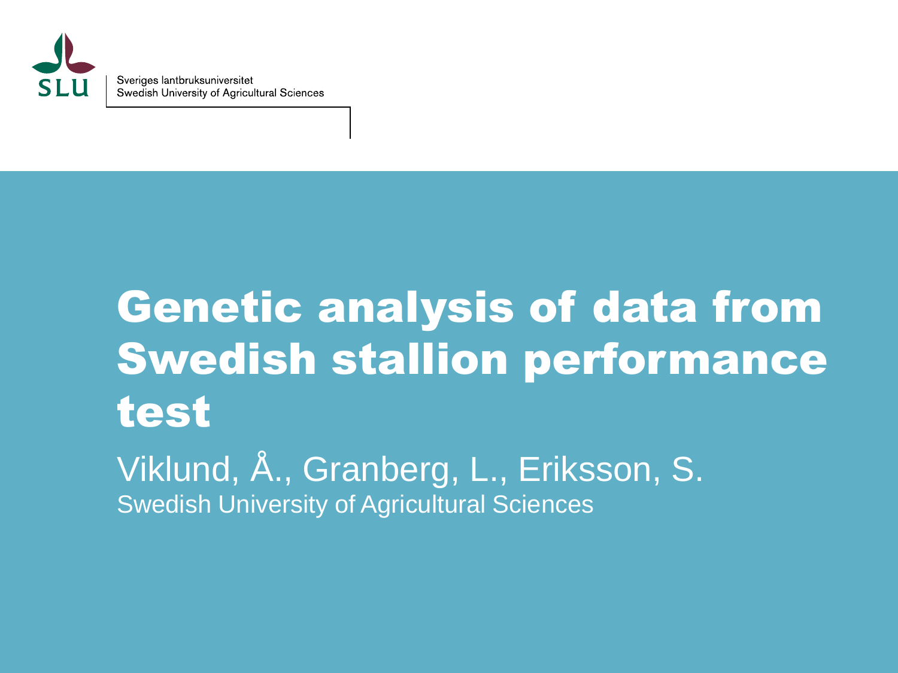SLU

Sveriges lantbruksuniversitet
Swedish University of Agricultural Sciences

# Genetic analysis of data from Swedish stallion performance test

Viklund, Å., Granberg, L., Eriksson, S.

Swedish University of Agricultural Sciences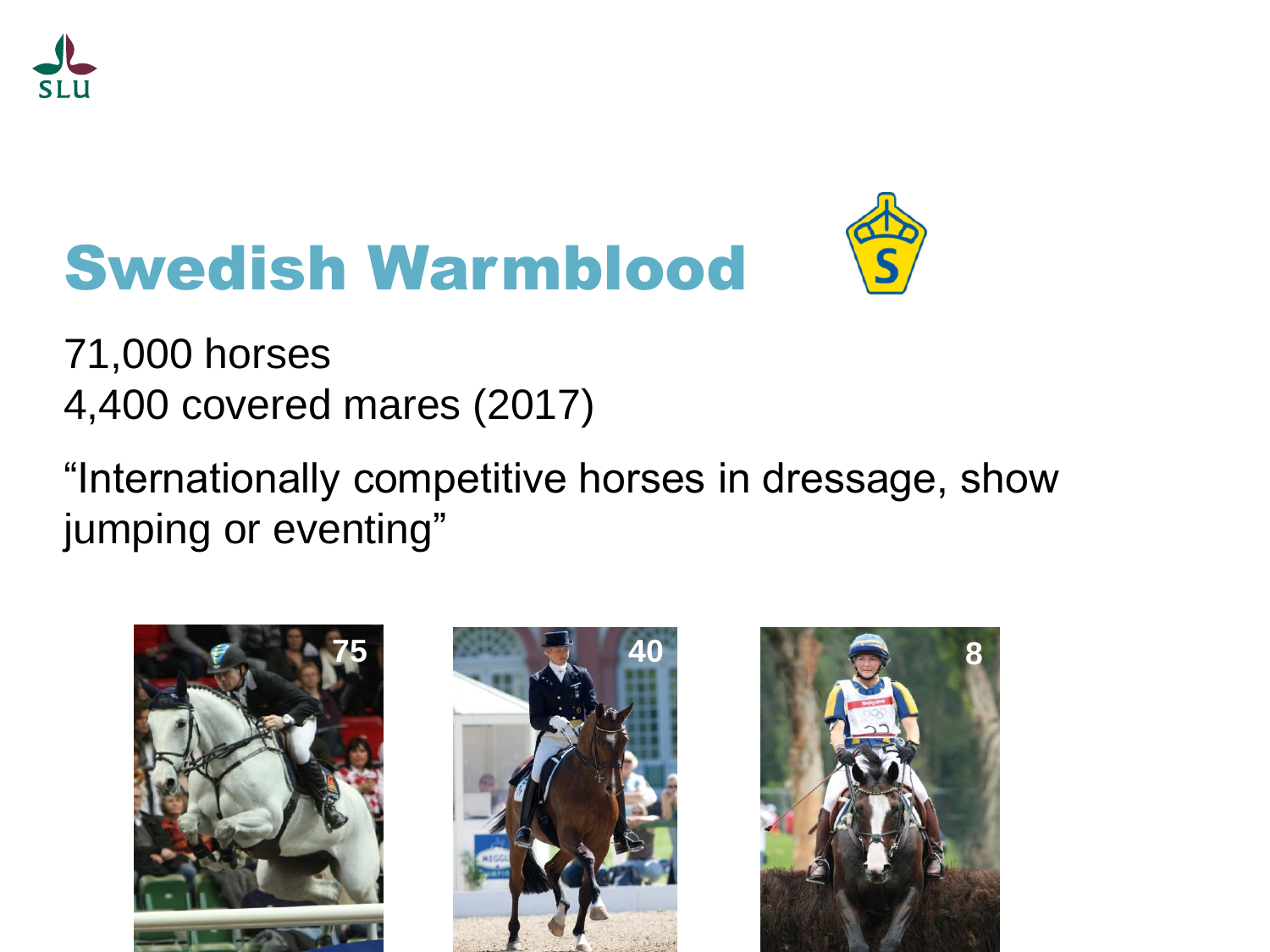# Swedish Warmblood

71,000 horses
4,400 covered mares (2017)

“Internationally competitive horses in dressage, show jumping or eventing”

75

40

8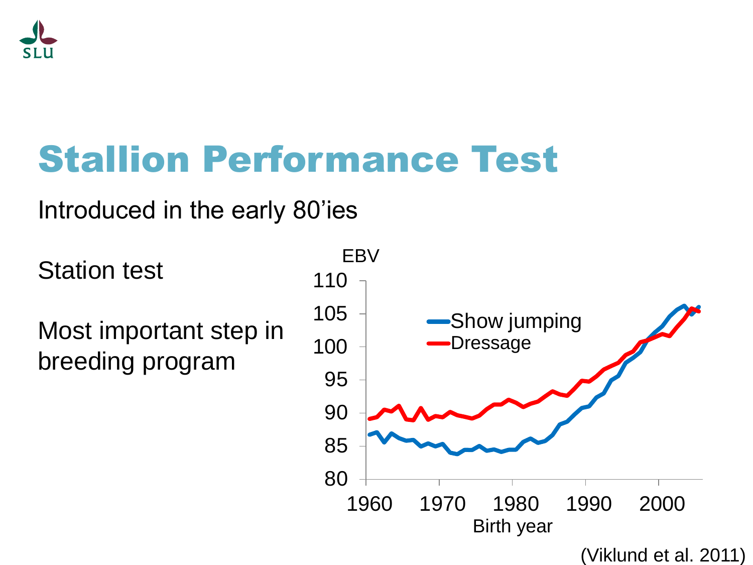# Stallion Performance Test

Introduced in the early 80'ies

Station test

Most important step in breeding program

(Viklund et al. 2011)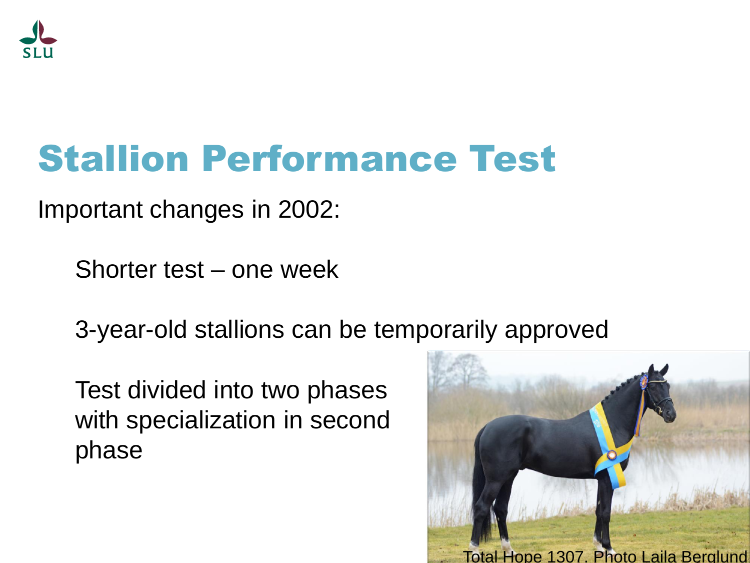# Stallion Performance Test

Important changes in 2002:

- Shorter test – one week
- 3-year-old stallions can be temporarily approved
- Test divided into two phases with specialization in second phase

Total Hope 1307. Photo Laila Berglund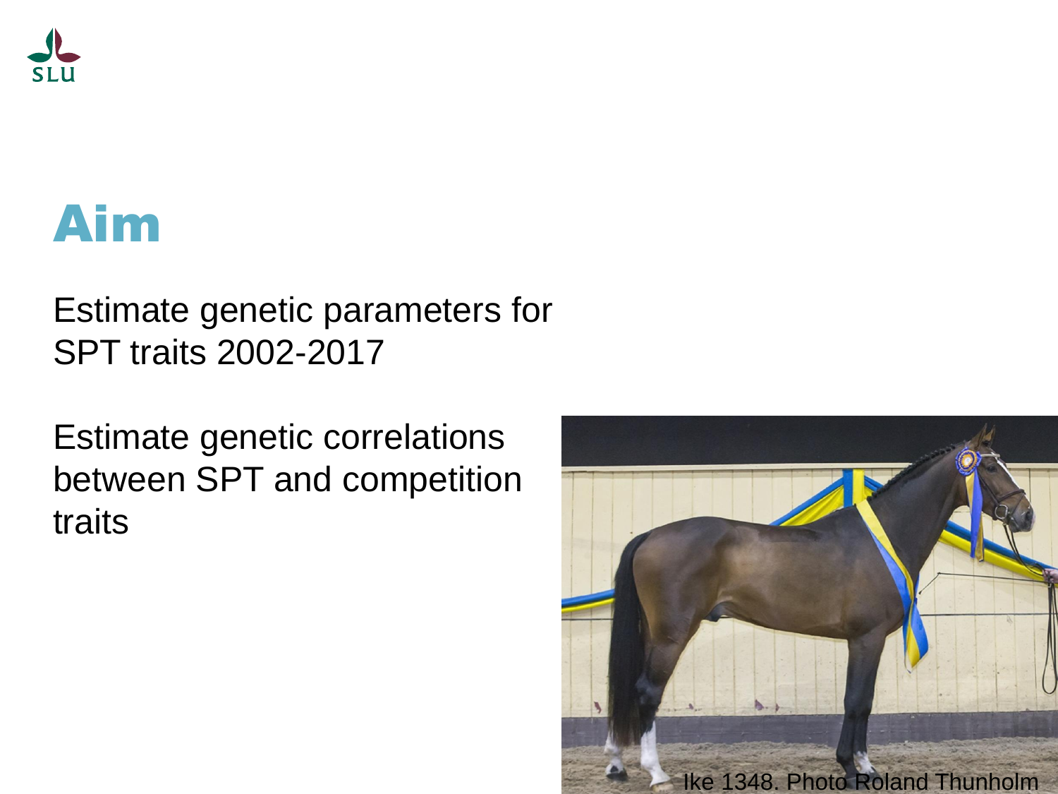# Aim

Estimate genetic parameters for SPT traits 2002-2017

Estimate genetic correlations between SPT and competition traits

Ike 1348. Photo Roland Thunholm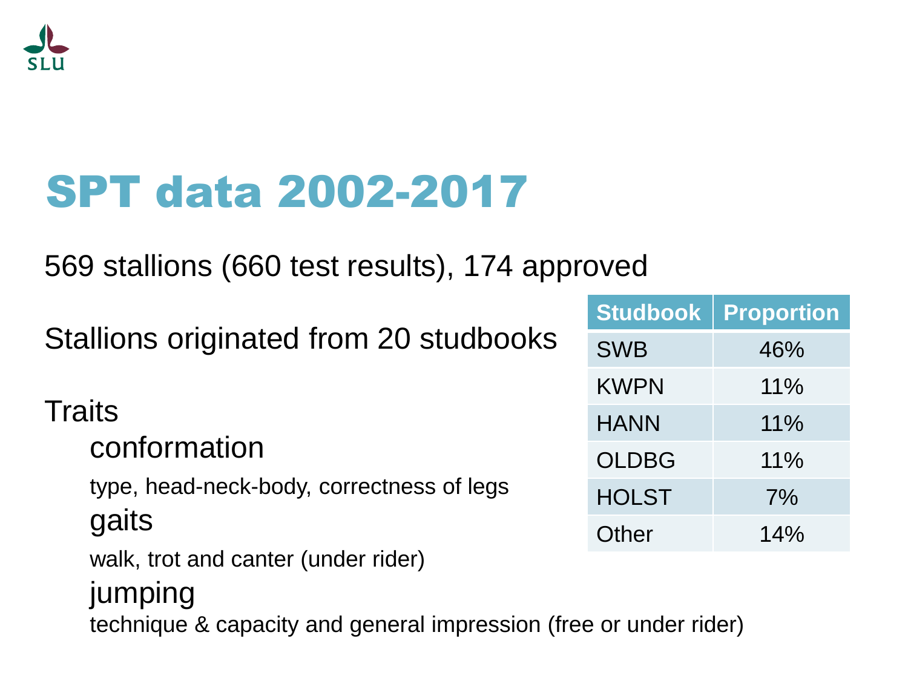# SPT data 2002-2017

569 stallions (660 test results), 174 approved

Stallions originated from 20 studbooks

| Studbook | Proportion |
|---|---|
| SWB | 46% |
| KWPN | 11% |
| HANN | 11% |
| OLDBG | 11% |
| HOLST | 7% |
| Other | 14% |

Traits

- conformation
  - type, head-neck-body, correctness of legs
- gaits
  - walk, trot and canter (under rider)
- jumping
  - technique & capacity and general impression (free or under rider)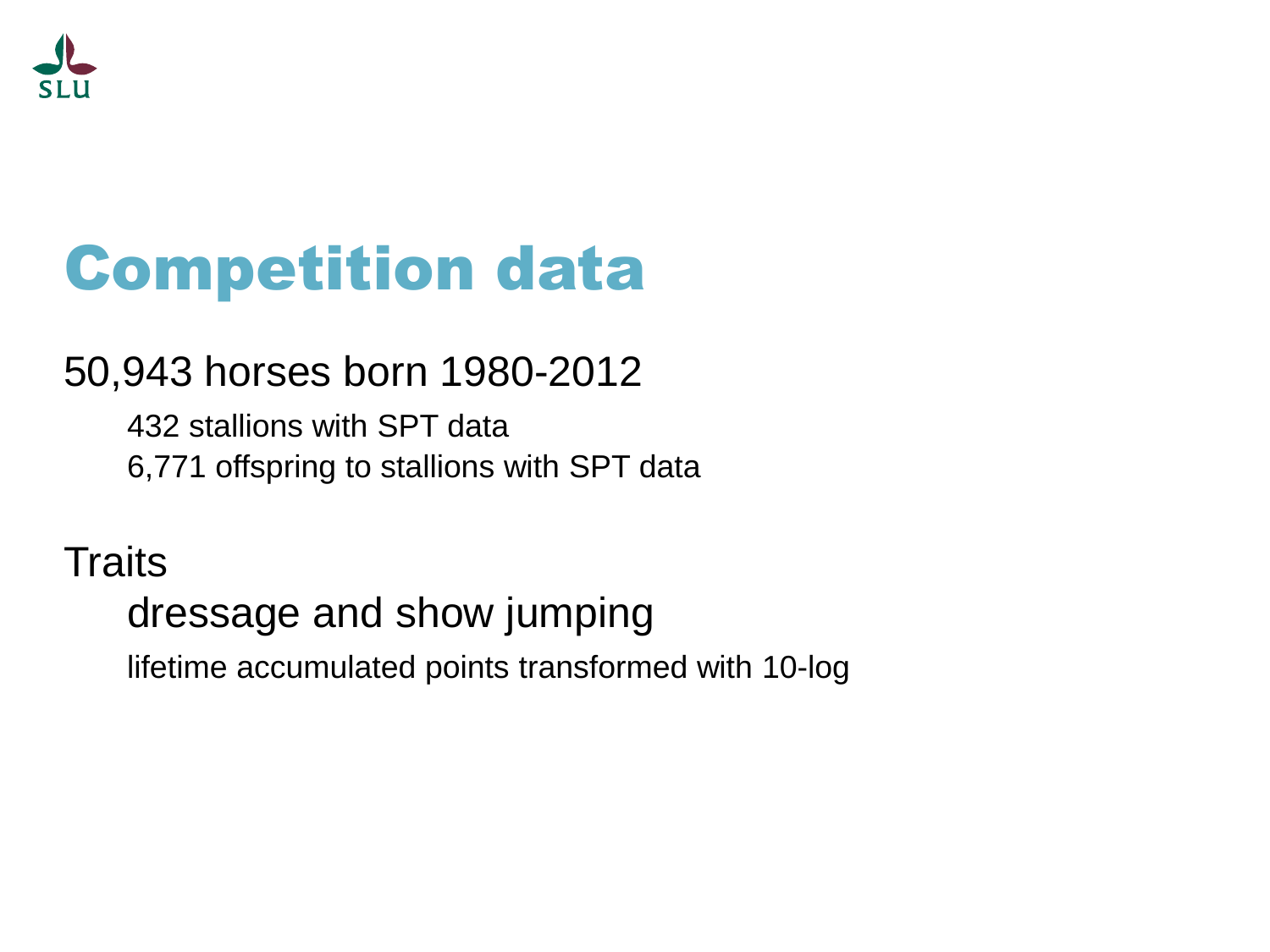# Competition data

50,943 horses born 1980-2012

- 432 stallions with SPT data
- 6,771 offspring to stallions with SPT data

Traits

- dressage and show jumping
- lifetime accumulated points transformed with 10-log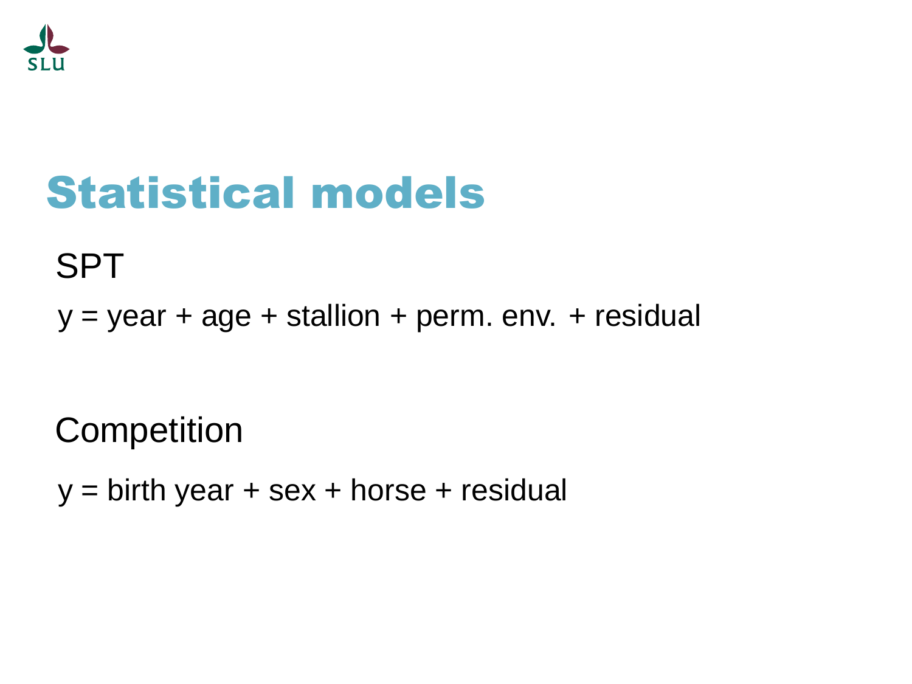# Statistical models

## SPT

y = year + age + stallion + perm. env. + residual

## Competition

y = birth year + sex + horse + residual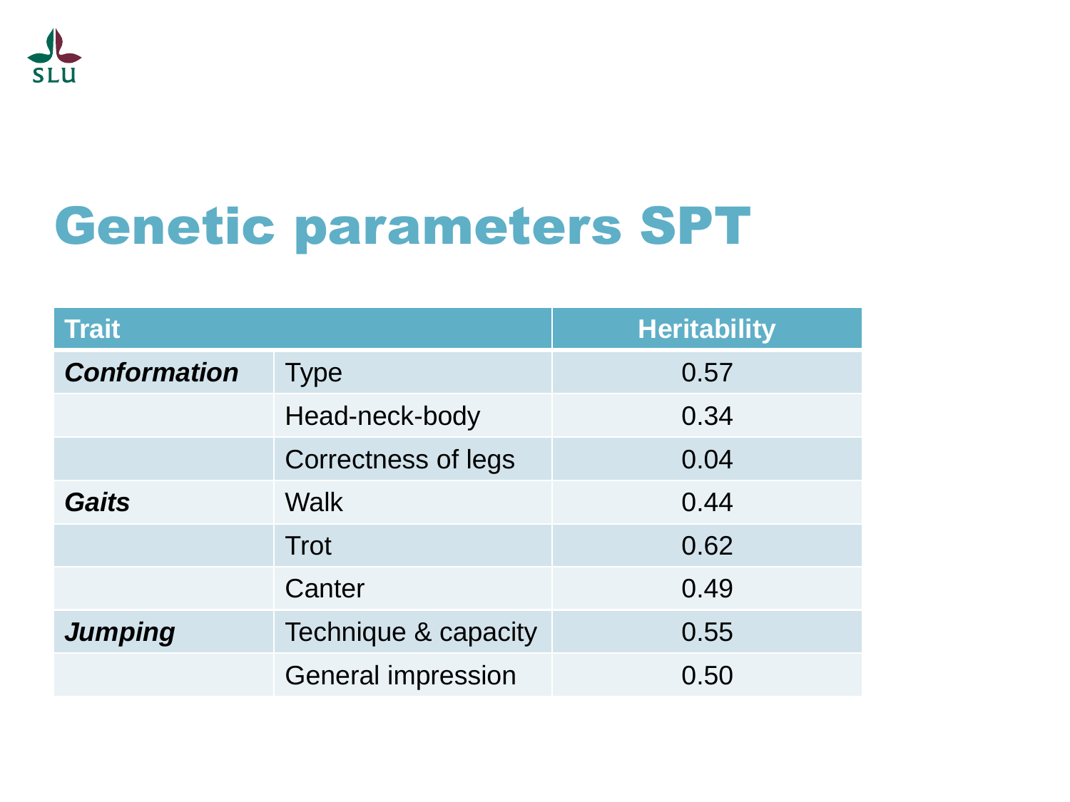# Genetic parameters SPT

| Trait | | Heritability |
|---|---|---|
| ***Conformation*** | Type | 0.57 |
| | Head-neck-body | 0.34 |
| | Correctness of legs | 0.04 |
| ***Gaits*** | Walk | 0.44 |
| | Trot | 0.62 |
| | Canter | 0.49 |
| ***Jumping*** | Technique & capacity | 0.55 |
| | General impression | 0.50 |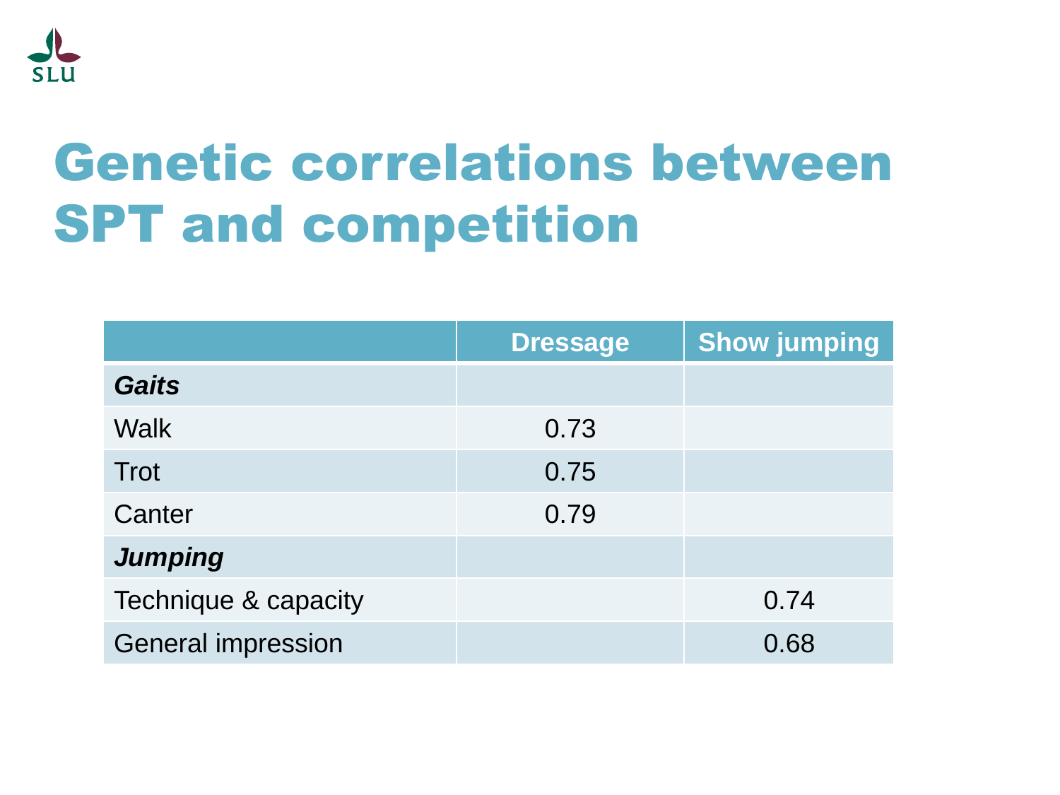# Genetic correlations between SPT and competition

| | Dressage | Show jumping |
|---|---|---|
| ***Gaits*** | | |
| Walk | 0.73 | |
| Trot | 0.75 | |
| Canter | 0.79 | |
| ***Jumping*** | | |
| Technique & capacity | | 0.74 |
| General impression | | 0.68 |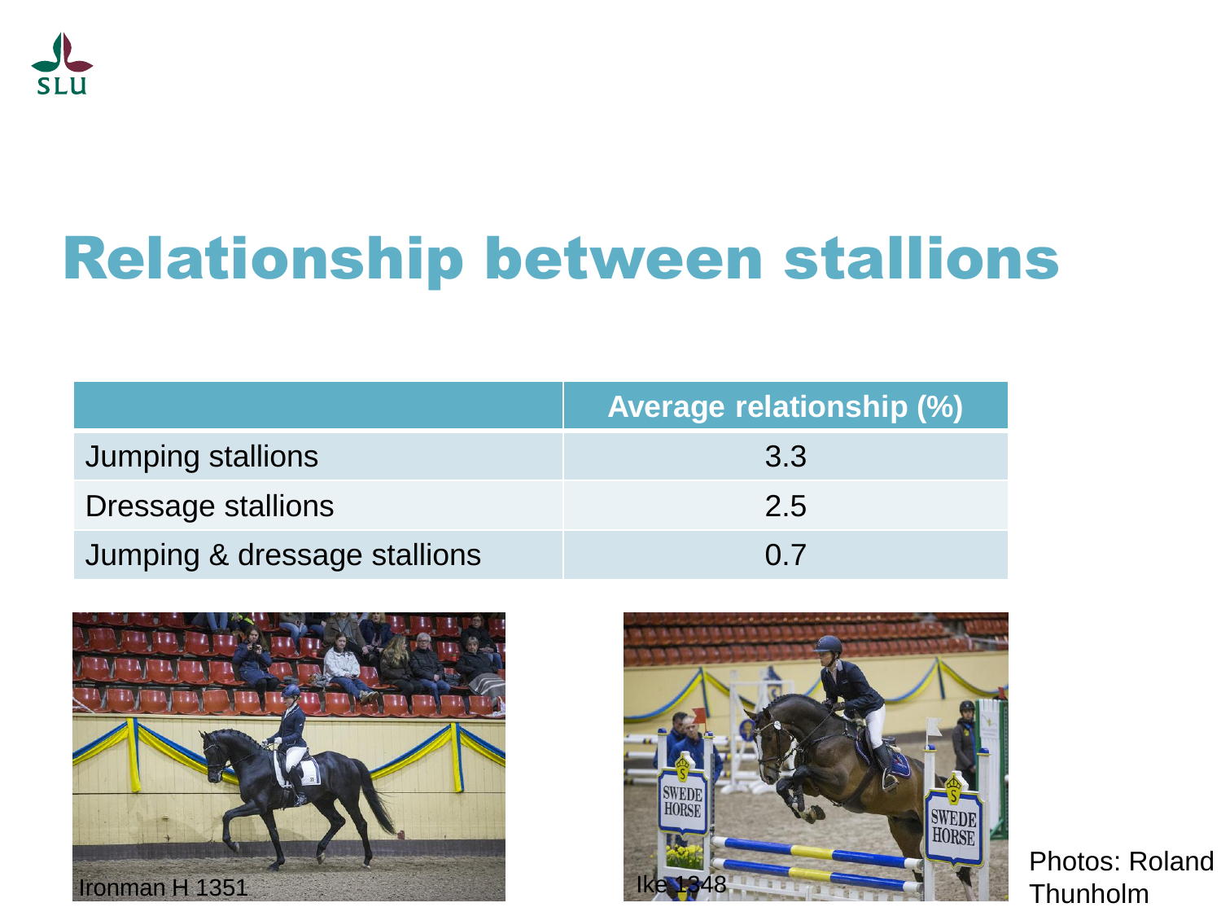# Relationship between stallions

| | Average relationship (%) |
|---|---|
| Jumping stallions | 3.3 |
| Dressage stallions | 2.5 |
| Jumping & dressage stallions | 0.7 |

Ironman H 1351

Ike 1348

Photos: Roland Thunholm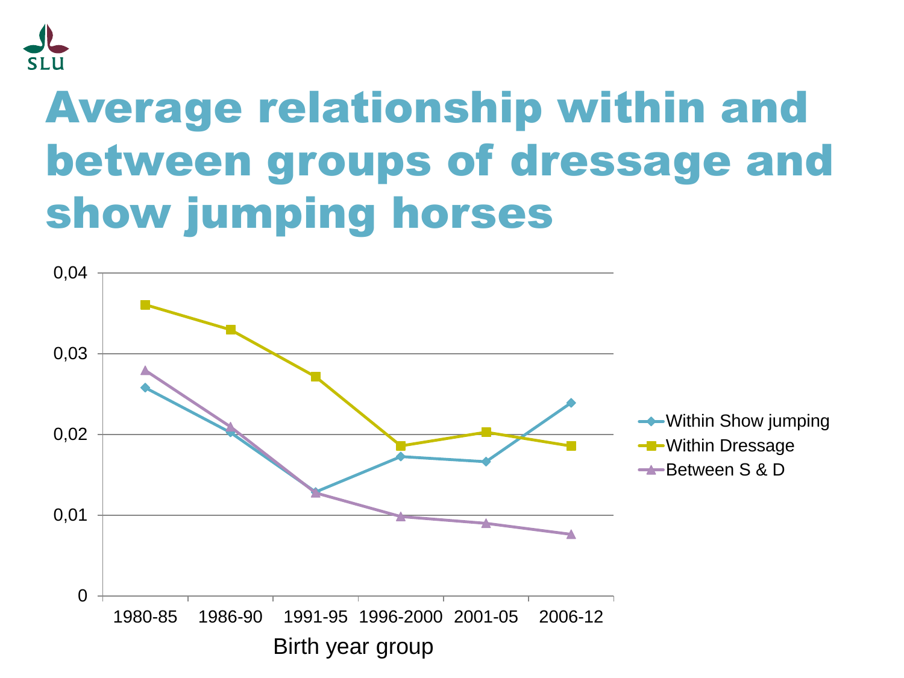# Average relationship within and between groups of dressage and show jumping horses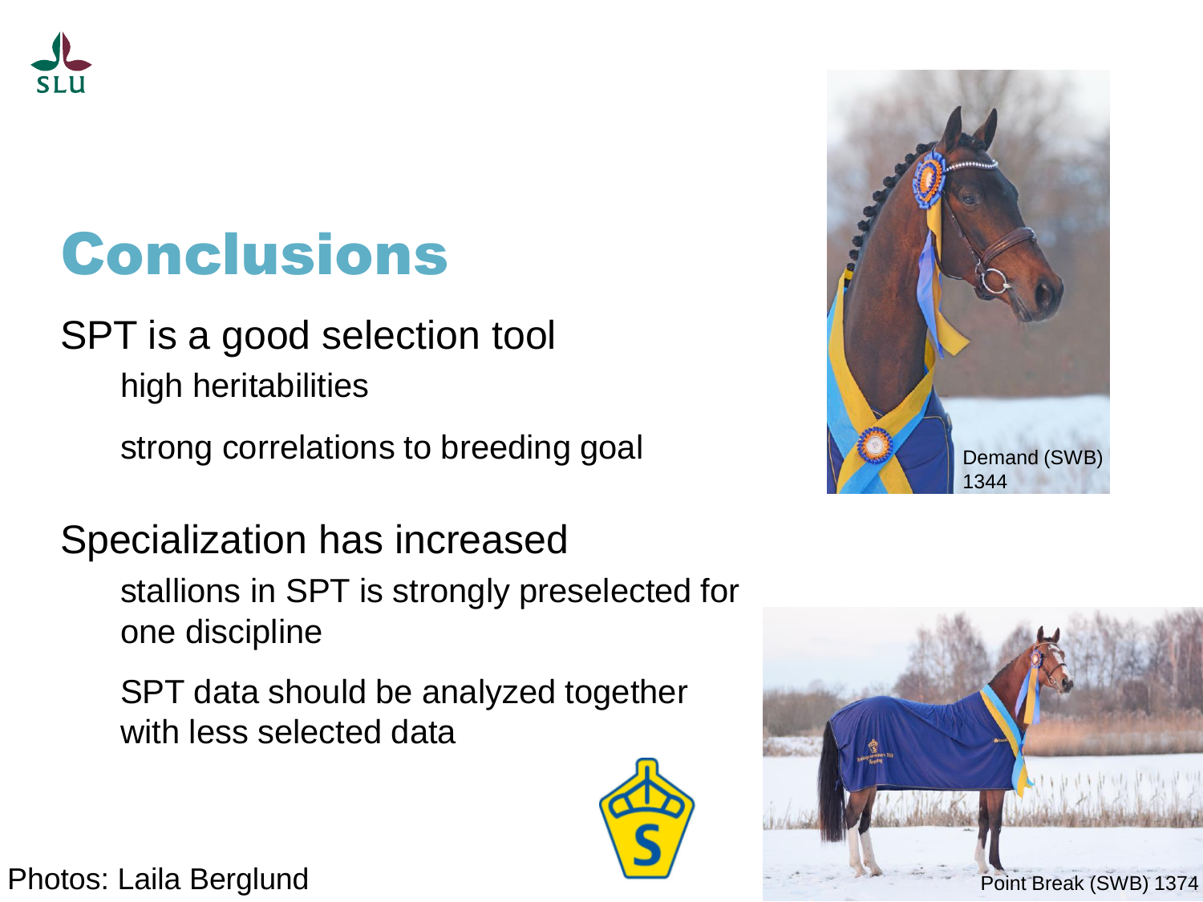# Conclusions

SPT is a good selection tool

- high heritabilities
- strong correlations to breeding goal

Specialization has increased

- stallions in SPT is strongly preselected for one discipline
- SPT data should be analyzed together with less selected data

Demand (SWB) 1344

Point Break (SWB) 1374

Photos: Laila Berglund